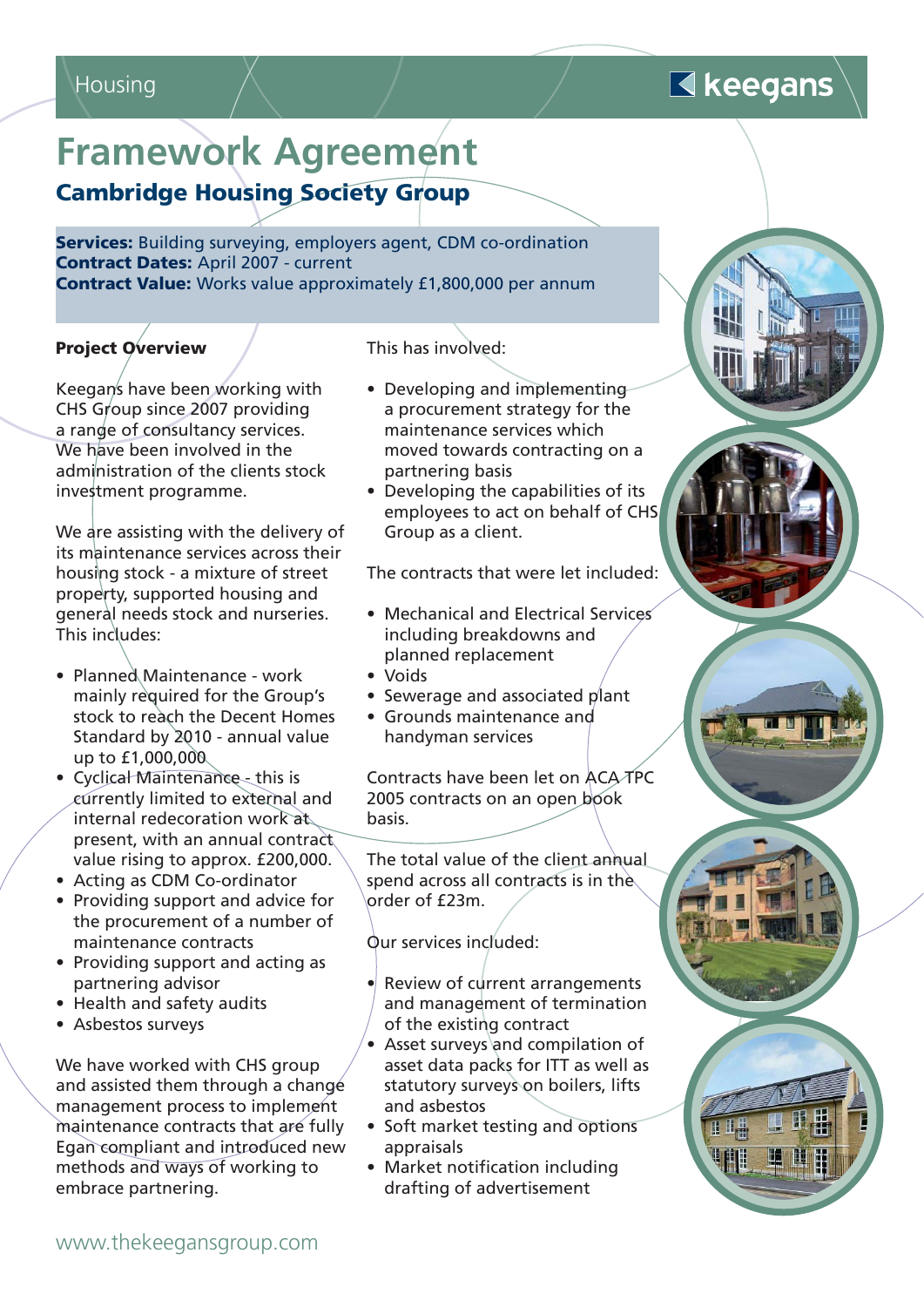Housing

keegans

# Framework Agreement

## Cambridge Housing Society Group

**Services:** Building surveying, employers agent, CDM co-ordination
**Contract Dates:** April 2007 - current
**Contract Value:** Works value approximately £1,800,000 per annum

**Project Overview**

Keegans have been working with CHS Group since 2007 providing a range of consultancy services. We have been involved in the administration of the clients stock investment programme.

We are assisting with the delivery of its maintenance services across their housing stock - a mixture of street property, supported housing and general needs stock and nurseries. This includes:

- Planned Maintenance - work mainly required for the Group's stock to reach the Decent Homes Standard by 2010 - annual value up to £1,000,000
- Cyclical Maintenance - this is currently limited to external and internal redecoration work at present, with an annual contract value rising to approx. £200,000.
- Acting as CDM Co-ordinator
- Providing support and advice for the procurement of a number of maintenance contracts
- Providing support and acting as partnering advisor
- Health and safety audits
- Asbestos surveys

We have worked with CHS group and assisted them through a change management process to implement maintenance contracts that are fully Egan compliant and introduced new methods and ways of working to embrace partnering.

This has involved:

- Developing and implementing a procurement strategy for the maintenance services which moved towards contracting on a partnering basis
- Developing the capabilities of its employees to act on behalf of CHS Group as a client.

The contracts that were let included:

- Mechanical and Electrical Services including breakdowns and planned replacement
- Voids
- Sewerage and associated plant
- Grounds maintenance and handyman services

Contracts have been let on ACA TPC 2005 contracts on an open book basis.

The total value of the client annual spend across all contracts is in the order of £23m.

Our services included:

- Review of current arrangements and management of termination of the existing contract
- Asset surveys and compilation of asset data packs for ITT as well as statutory surveys on boilers, lifts and asbestos
- Soft market testing and options appraisals
- Market notification including drafting of advertisement

www.thekeegansgroup.com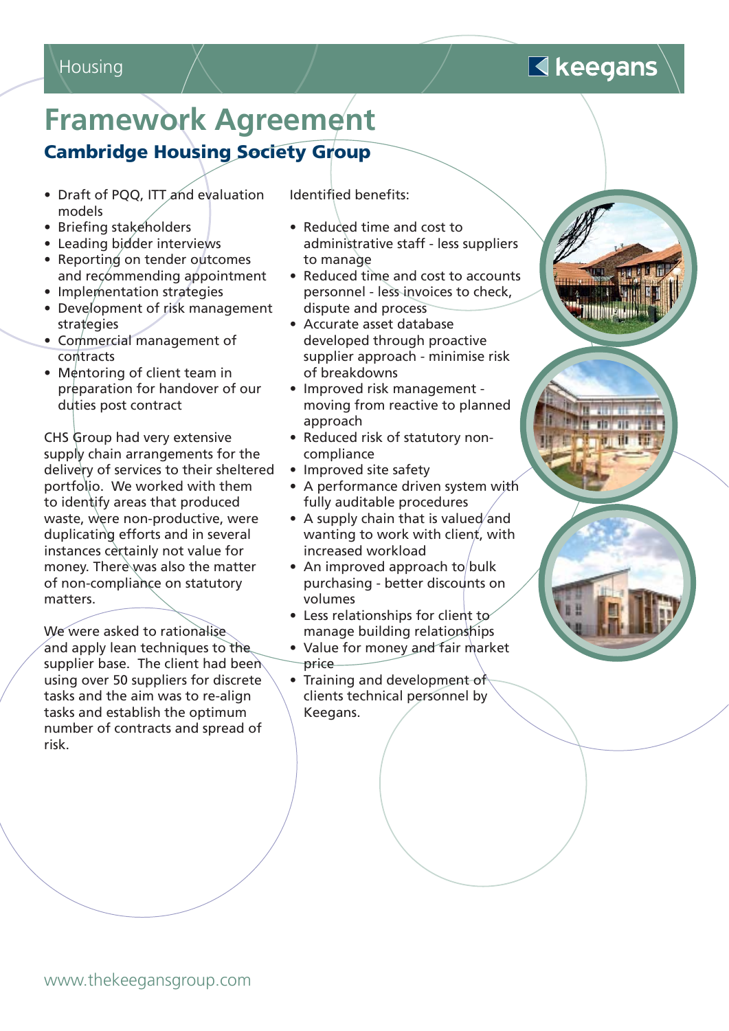# Framework Agreement

## Cambridge Housing Society Group

- Draft of PQQ, ITT and evaluation models
- Briefing stakeholders
- Leading bidder interviews
- Reporting on tender outcomes and recommending appointment
- Implementation strategies
- Development of risk management strategies
- Commercial management of contracts
- Mentoring of client team in preparation for handover of our duties post contract

CHS Group had very extensive supply chain arrangements for the delivery of services to their sheltered portfolio. We worked with them to identify areas that produced waste, were non-productive, were duplicating efforts and in several instances certainly not value for money. There was also the matter of non-compliance on statutory matters.

We were asked to rationalise and apply lean techniques to the supplier base. The client had been using over 50 suppliers for discrete tasks and the aim was to re-align tasks and establish the optimum number of contracts and spread of risk.

Identified benefits:

- Reduced time and cost to administrative staff - less suppliers to manage
- Reduced time and cost to accounts personnel - less invoices to check, dispute and process
- Accurate asset database developed through proactive supplier approach - minimise risk of breakdowns
- Improved risk management - moving from reactive to planned approach
- Reduced risk of statutory non-compliance
- Improved site safety
- A performance driven system with fully auditable procedures
- A supply chain that is valued and wanting to work with client, with increased workload
- An improved approach to bulk purchasing - better discounts on volumes
- Less relationships for client to manage building relationships
- Value for money and fair market price
- Training and development of clients technical personnel by Keegans.